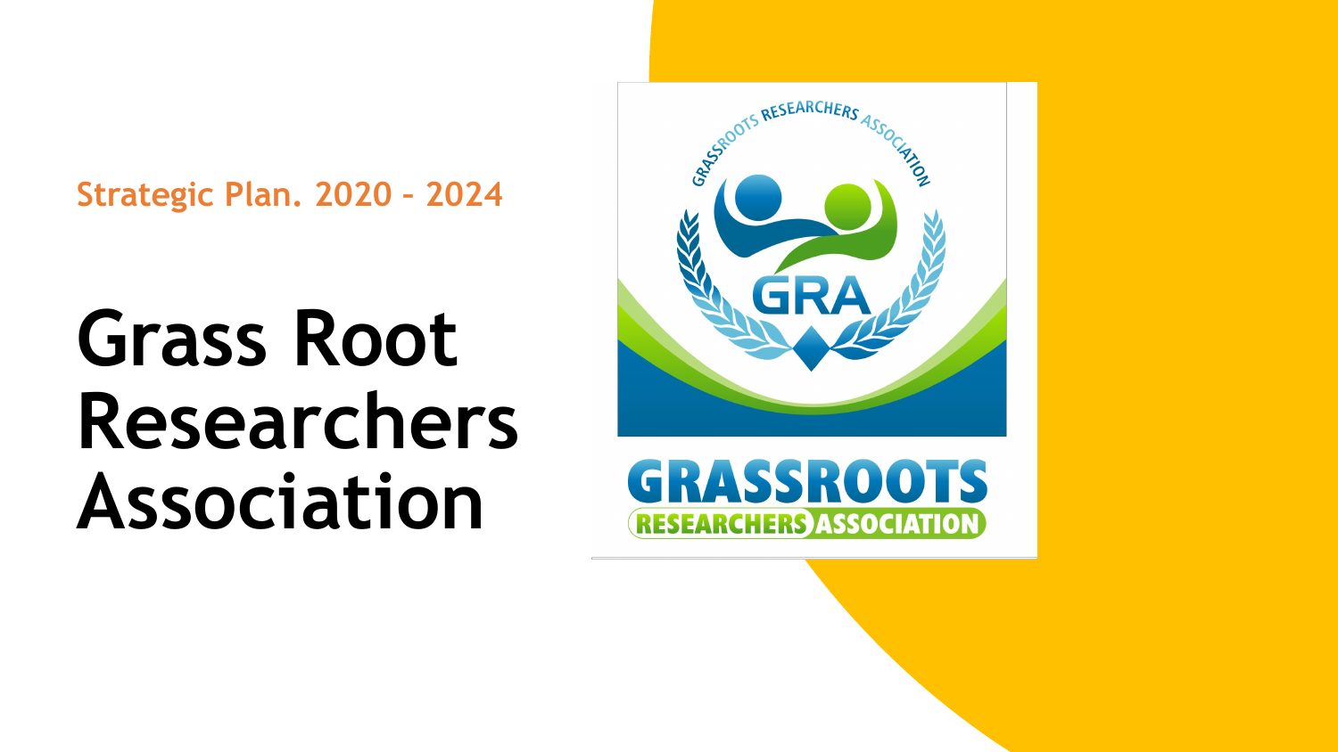Strategic Plan. 2020 – 2024

# Grass Root Researchers Association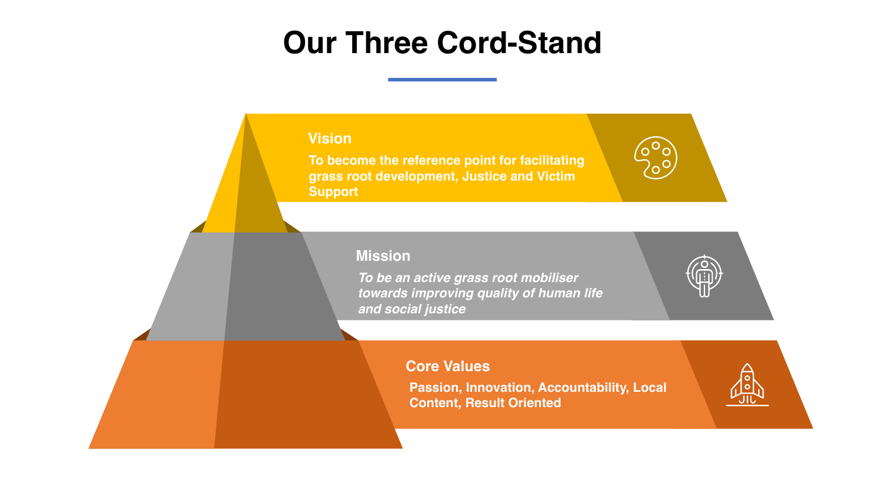# Our Three Cord-Stand

## Vision

**To become the reference point for facilitating grass root development, Justice and Victim Support**

## Mission

***To be an active grass root mobiliser towards improving quality of human life and social justice***

## Core Values

**Passion, Innovation, Accountability, Local Content, Result Oriented**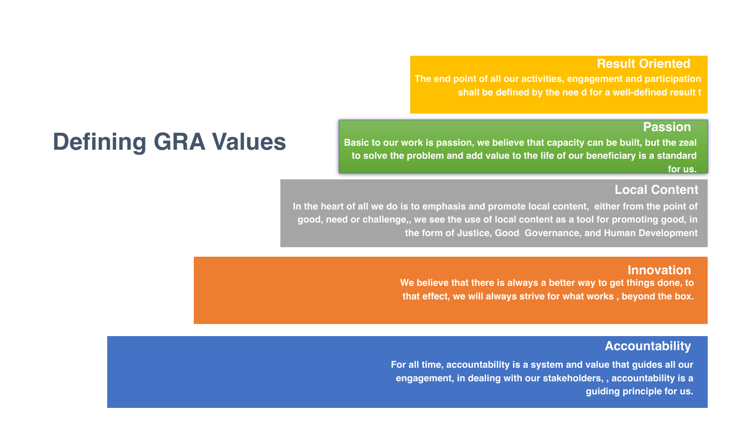# Defining GRA Values

## Result Oriented

The end point of all our activities, engagement and participation shall be defined by the nee d for a well-defined result t

## Passion

Basic to our work is passion, we believe that capacity can be built, but the zeal to solve the problem and add value to the life of our beneficiary is a standard for us.

## Local Content

In the heart of all we do is to emphasis and promote local content, either from the point of good, need or challenge,, we see the use of local content as a tool for promoting good, in the form of Justice, Good Governance, and Human Development

## Innovation

We believe that there is always a better way to get things done, to that effect, we will always strive for what works , beyond the box.

## Accountability

For all time, accountability is a system and value that guides all our engagement, in dealing with our stakeholders, , accountability is a guiding principle for us.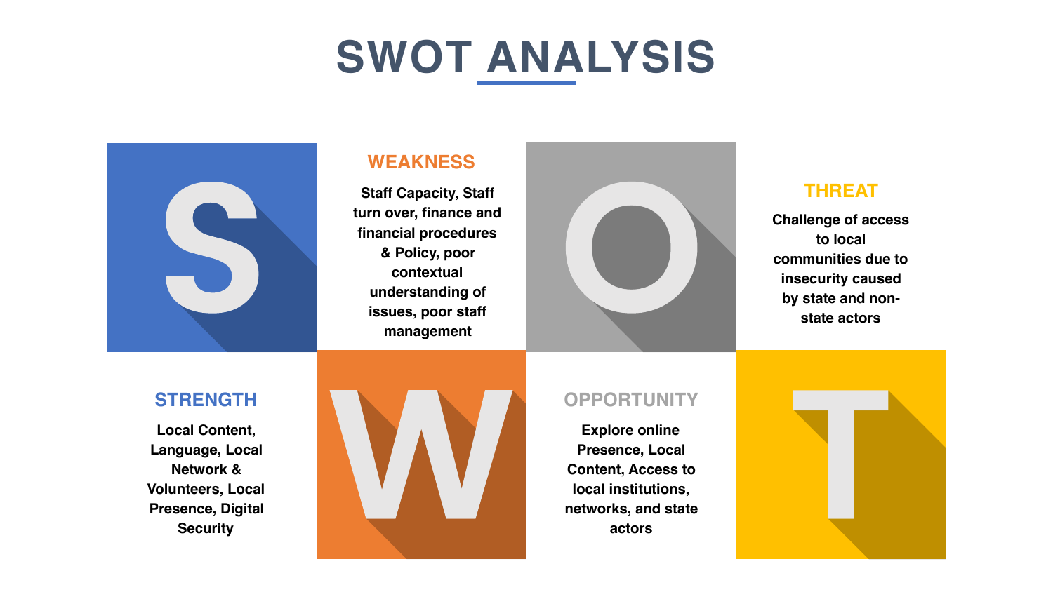# SWOT ANALYSIS

## STRENGTH

Local Content, Language, Local Network & Volunteers, Local Presence, Digital Security

## WEAKNESS

Staff Capacity, Staff turn over, finance and financial procedures & Policy, poor contextual understanding of issues, poor staff management

## OPPORTUNITY

Explore online Presence, Local Content, Access to local institutions, networks, and state actors

## THREAT

Challenge of access to local communities due to insecurity caused by state and non-state actors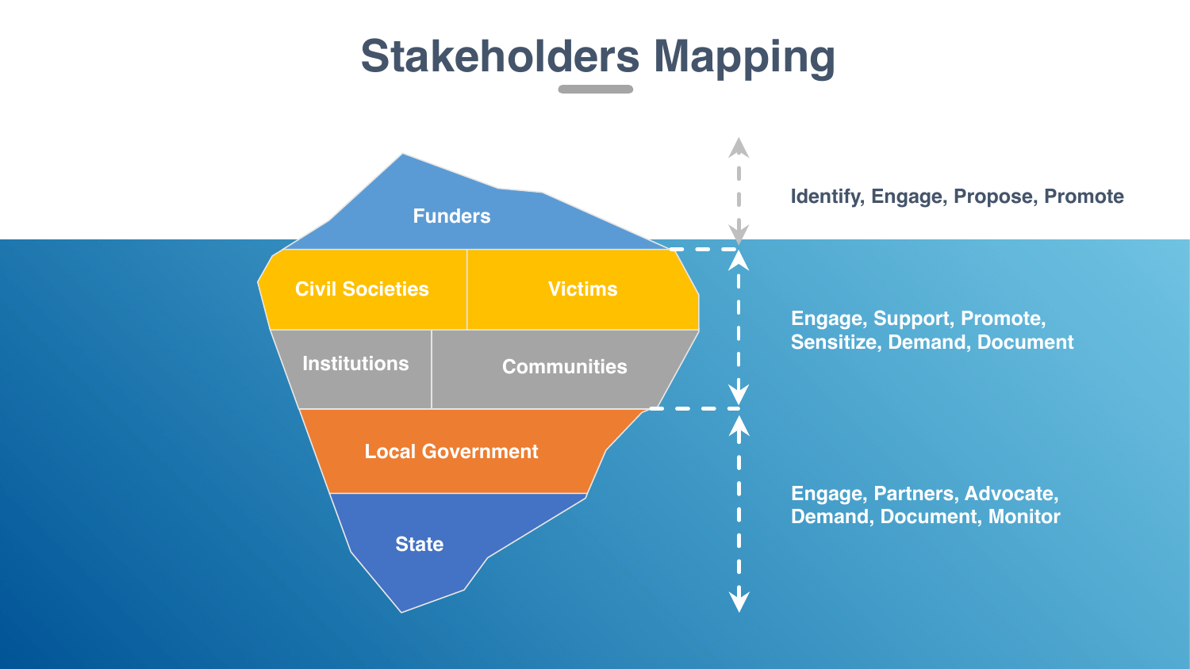# Stakeholders Mapping

Funders

Civil Societies | Victims

Institutions | Communities

Local Government

State

Identify, Engage, Propose, Promote

Engage, Support, Promote, Sensitize, Demand, Document

Engage, Partners, Advocate, Demand, Document, Monitor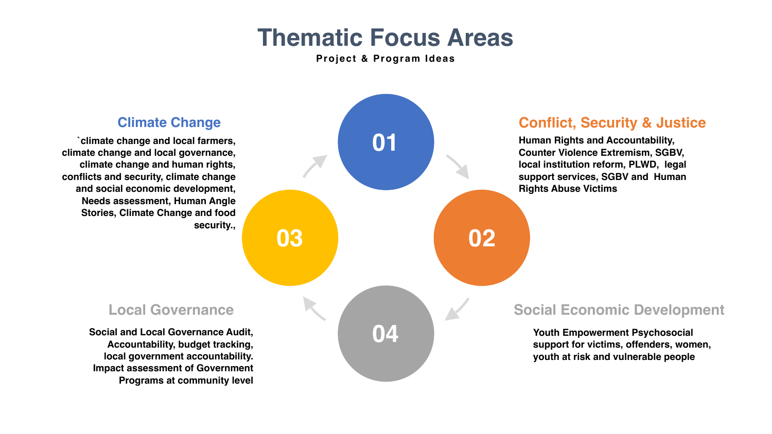# Thematic Focus Areas

**Project & Program Ideas**

## 01 Climate Change

`climate change and local farmers, climate change and local governance, climate change and human rights, conflicts and security, climate change and social economic development, Needs assessment, Human Angle Stories, Climate Change and food security.,

## 02 Conflict, Security & Justice

Human Rights and Accountability, Counter Violence Extremism, SGBV, local institution reform, PLWD, legal support services, SGBV and Human Rights Abuse Victims

## 04 Social Economic Development

Youth Empowerment Psychosocial support for victims, offenders, women, youth at risk and vulnerable people

## 03 Local Governance

Social and Local Governance Audit, Accountability, budget tracking, local government accountability. Impact assessment of Government Programs at community level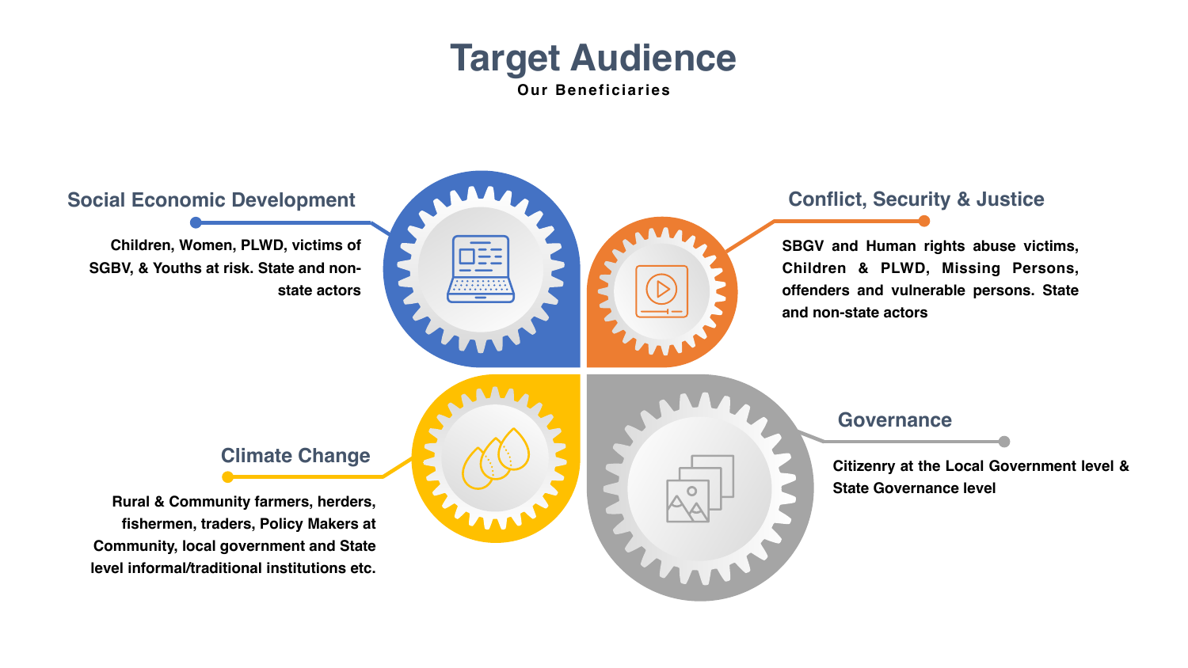# Target Audience

**Our Beneficiaries**

## Social Economic Development

**Children, Women, PLWD, victims of SGBV, & Youths at risk. State and non-state actors**

## Conflict, Security & Justice

**SBGV and Human rights abuse victims, Children & PLWD, Missing Persons, offenders and vulnerable persons. State and non-state actors**

## Climate Change

**Rural & Community farmers, herders, fishermen, traders, Policy Makers at Community, local government and State level informal/traditional institutions etc.**

## Governance

**Citizenry at the Local Government level & State Governance level**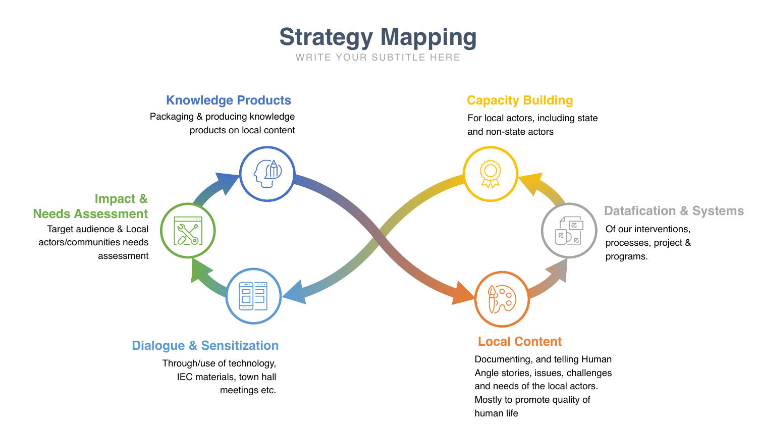# Strategy Mapping

WRITE YOUR SUBTITLE HERE

### Knowledge Products

Packaging & producing knowledge products on local content

### Capacity Building

For local actors, including state and non-state actors

### Impact & Needs Assessment

Target audience & Local actors/communities needs assessment

### Datafication & Systems

Of our interventions, processes, project & programs.

### Dialogue & Sensitization

Through/use of technology, IEC materials, town hall meetings etc.

### Local Content

Documenting, and telling Human Angle stories, issues, challenges and needs of the local actors. Mostly to promote quality of human life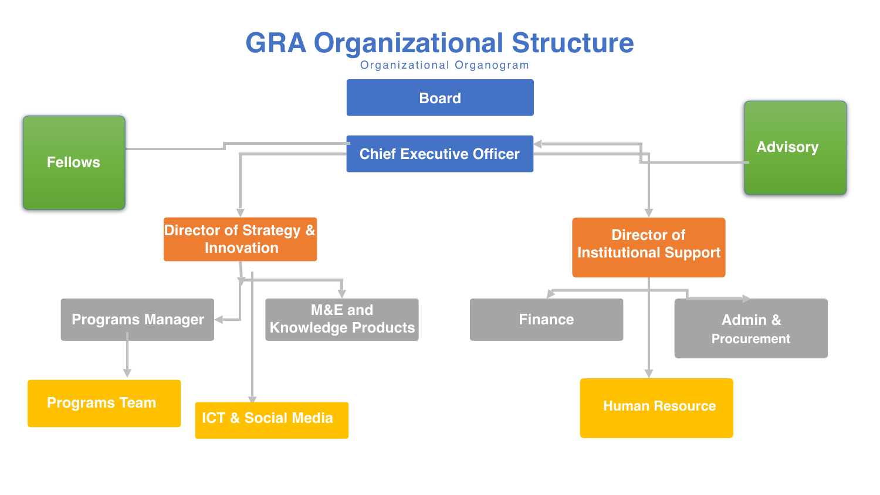# GRA Organizational Structure

Organizational Organogram

- Board
- Chief Executive Officer
  - Fellows
  - Advisory
  - Director of Strategy & Innovation
    - Programs Manager
      - Programs Team
    - M&E and Knowledge Products
    - ICT & Social Media
  - Director of Institutional Support
    - Finance
    - Admin & Procurement
    - Human Resource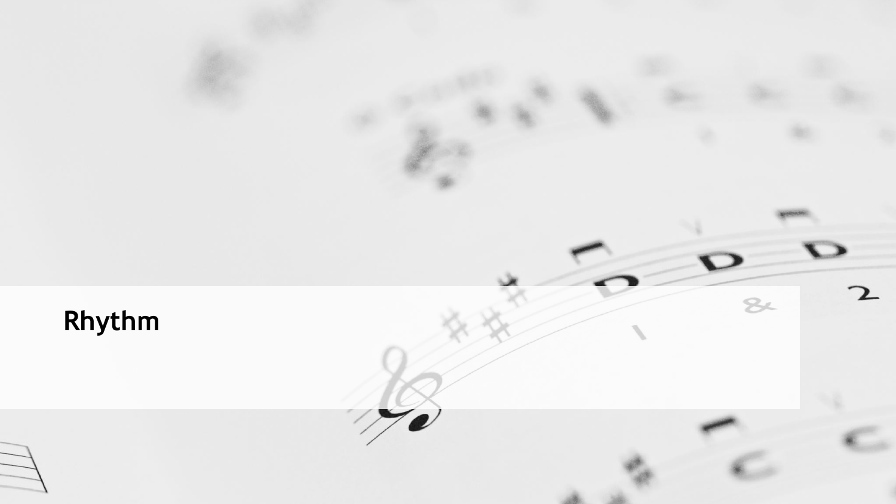# Rhythm